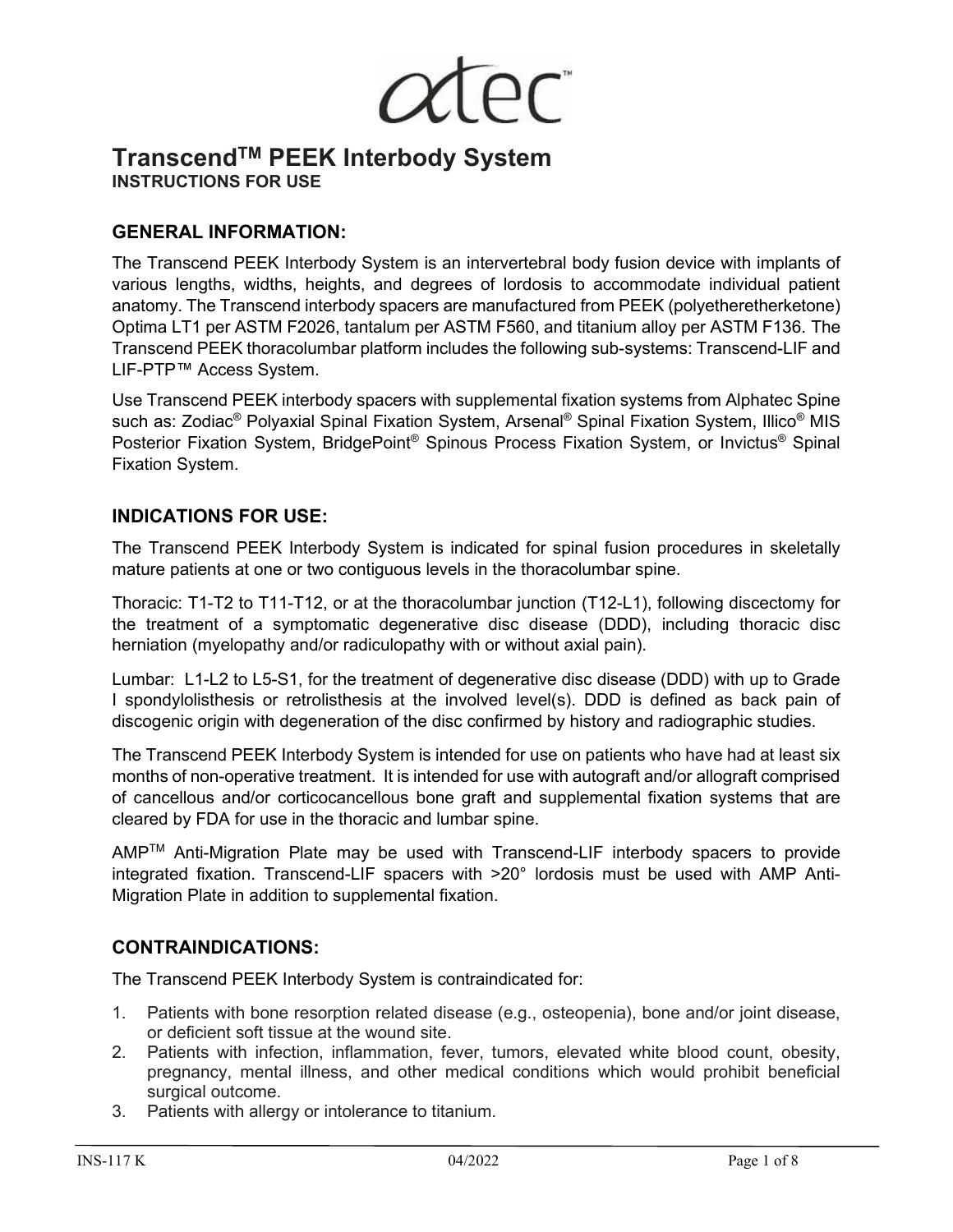atec™

# Transcend™ PEEK Interbody System

**INSTRUCTIONS FOR USE**

## GENERAL INFORMATION:

The Transcend PEEK Interbody System is an intervertebral body fusion device with implants of various lengths, widths, heights, and degrees of lordosis to accommodate individual patient anatomy. The Transcend interbody spacers are manufactured from PEEK (polyetheretherketone) Optima LT1 per ASTM F2026, tantalum per ASTM F560, and titanium alloy per ASTM F136. The Transcend PEEK thoracolumbar platform includes the following sub-systems: Transcend-LIF and LIF-PTP™ Access System.

Use Transcend PEEK interbody spacers with supplemental fixation systems from Alphatec Spine such as: Zodiac® Polyaxial Spinal Fixation System, Arsenal® Spinal Fixation System, Illico® MIS Posterior Fixation System, BridgePoint® Spinous Process Fixation System, or Invictus® Spinal Fixation System.

## INDICATIONS FOR USE:

The Transcend PEEK Interbody System is indicated for spinal fusion procedures in skeletally mature patients at one or two contiguous levels in the thoracolumbar spine.

Thoracic: T1-T2 to T11-T12, or at the thoracolumbar junction (T12-L1), following discectomy for the treatment of a symptomatic degenerative disc disease (DDD), including thoracic disc herniation (myelopathy and/or radiculopathy with or without axial pain).

Lumbar: L1-L2 to L5-S1, for the treatment of degenerative disc disease (DDD) with up to Grade I spondylolisthesis or retrolisthesis at the involved level(s). DDD is defined as back pain of discogenic origin with degeneration of the disc confirmed by history and radiographic studies.

The Transcend PEEK Interbody System is intended for use on patients who have had at least six months of non-operative treatment. It is intended for use with autograft and/or allograft comprised of cancellous and/or corticocancellous bone graft and supplemental fixation systems that are cleared by FDA for use in the thoracic and lumbar spine.

AMP™ Anti-Migration Plate may be used with Transcend-LIF interbody spacers to provide integrated fixation. Transcend-LIF spacers with >20° lordosis must be used with AMP Anti-Migration Plate in addition to supplemental fixation.

## CONTRAINDICATIONS:

The Transcend PEEK Interbody System is contraindicated for:

1. Patients with bone resorption related disease (e.g., osteopenia), bone and/or joint disease, or deficient soft tissue at the wound site.
2. Patients with infection, inflammation, fever, tumors, elevated white blood count, obesity, pregnancy, mental illness, and other medical conditions which would prohibit beneficial surgical outcome.
3. Patients with allergy or intolerance to titanium.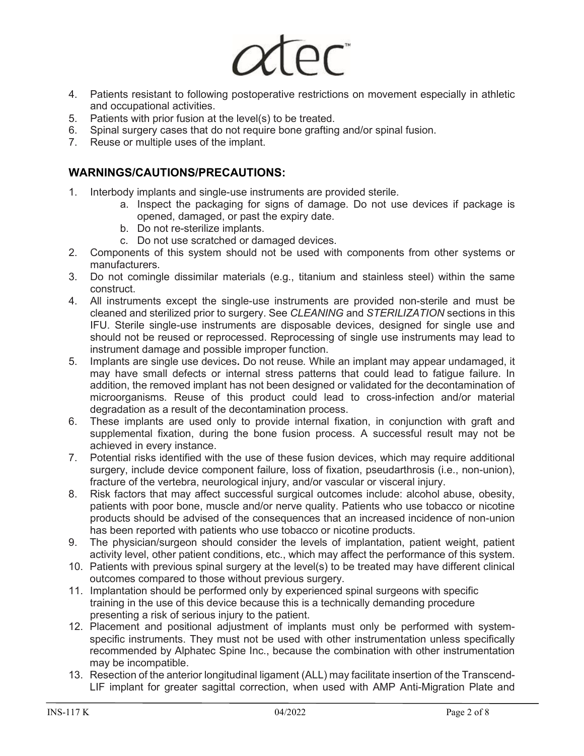4. Patients resistant to following postoperative restrictions on movement especially in athletic and occupational activities.
5. Patients with prior fusion at the level(s) to be treated.
6. Spinal surgery cases that do not require bone grafting and/or spinal fusion.
7. Reuse or multiple uses of the implant.

## WARNINGS/CAUTIONS/PRECAUTIONS:

1. Interbody implants and single-use instruments are provided sterile.
    a. Inspect the packaging for signs of damage. Do not use devices if package is opened, damaged, or past the expiry date.
    b. Do not re-sterilize implants.
    c. Do not use scratched or damaged devices.
2. Components of this system should not be used with components from other systems or manufacturers.
3. Do not comingle dissimilar materials (e.g., titanium and stainless steel) within the same construct.
4. All instruments except the single-use instruments are provided non-sterile and must be cleaned and sterilized prior to surgery. See *CLEANING* and *STERILIZATION* sections in this IFU. Sterile single-use instruments are disposable devices, designed for single use and should not be reused or reprocessed. Reprocessing of single use instruments may lead to instrument damage and possible improper function.
5. Implants are single use devices**.** Do not reuse*.* While an implant may appear undamaged, it may have small defects or internal stress patterns that could lead to fatigue failure. In addition, the removed implant has not been designed or validated for the decontamination of microorganisms. Reuse of this product could lead to cross-infection and/or material degradation as a result of the decontamination process.
6. These implants are used only to provide internal fixation, in conjunction with graft and supplemental fixation, during the bone fusion process. A successful result may not be achieved in every instance.
7. Potential risks identified with the use of these fusion devices, which may require additional surgery, include device component failure, loss of fixation, pseudarthrosis (i.e., non-union), fracture of the vertebra, neurological injury, and/or vascular or visceral injury.
8. Risk factors that may affect successful surgical outcomes include: alcohol abuse, obesity, patients with poor bone, muscle and/or nerve quality. Patients who use tobacco or nicotine products should be advised of the consequences that an increased incidence of non-union has been reported with patients who use tobacco or nicotine products.
9. The physician/surgeon should consider the levels of implantation, patient weight, patient activity level, other patient conditions, etc., which may affect the performance of this system.
10. Patients with previous spinal surgery at the level(s) to be treated may have different clinical outcomes compared to those without previous surgery.
11. Implantation should be performed only by experienced spinal surgeons with specific training in the use of this device because this is a technically demanding procedure presenting a risk of serious injury to the patient.
12. Placement and positional adjustment of implants must only be performed with system-specific instruments. They must not be used with other instrumentation unless specifically recommended by Alphatec Spine Inc., because the combination with other instrumentation may be incompatible.
13. Resection of the anterior longitudinal ligament (ALL) may facilitate insertion of the Transcend-LIF implant for greater sagittal correction, when used with AMP Anti-Migration Plate and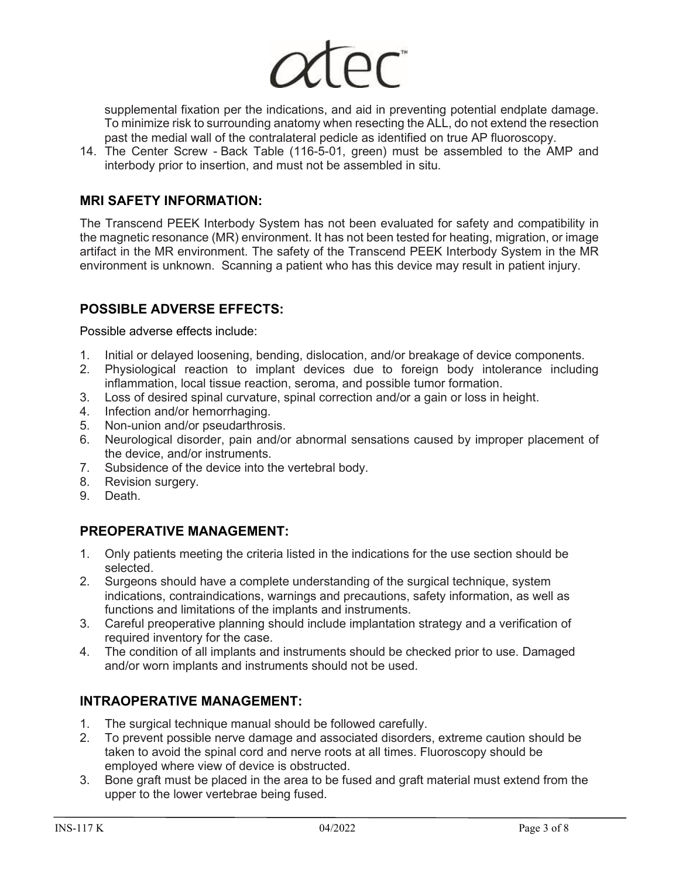supplemental fixation per the indications, and aid in preventing potential endplate damage. To minimize risk to surrounding anatomy when resecting the ALL, do not extend the resection past the medial wall of the contralateral pedicle as identified on true AP fluoroscopy.

14. The Center Screw - Back Table (116-5-01, green) must be assembled to the AMP and interbody prior to insertion, and must not be assembled in situ.

## MRI SAFETY INFORMATION:

The Transcend PEEK Interbody System has not been evaluated for safety and compatibility in the magnetic resonance (MR) environment. It has not been tested for heating, migration, or image artifact in the MR environment. The safety of the Transcend PEEK Interbody System in the MR environment is unknown. Scanning a patient who has this device may result in patient injury.

## POSSIBLE ADVERSE EFFECTS:

Possible adverse effects include:

1. Initial or delayed loosening, bending, dislocation, and/or breakage of device components.
2. Physiological reaction to implant devices due to foreign body intolerance including inflammation, local tissue reaction, seroma, and possible tumor formation.
3. Loss of desired spinal curvature, spinal correction and/or a gain or loss in height.
4. Infection and/or hemorrhaging.
5. Non-union and/or pseudarthrosis.
6. Neurological disorder, pain and/or abnormal sensations caused by improper placement of the device, and/or instruments.
7. Subsidence of the device into the vertebral body.
8. Revision surgery.
9. Death.

## PREOPERATIVE MANAGEMENT:

1. Only patients meeting the criteria listed in the indications for the use section should be selected.
2. Surgeons should have a complete understanding of the surgical technique, system indications, contraindications, warnings and precautions, safety information, as well as functions and limitations of the implants and instruments.
3. Careful preoperative planning should include implantation strategy and a verification of required inventory for the case.
4. The condition of all implants and instruments should be checked prior to use. Damaged and/or worn implants and instruments should not be used.

## INTRAOPERATIVE MANAGEMENT:

1. The surgical technique manual should be followed carefully.
2. To prevent possible nerve damage and associated disorders, extreme caution should be taken to avoid the spinal cord and nerve roots at all times. Fluoroscopy should be employed where view of device is obstructed.
3. Bone graft must be placed in the area to be fused and graft material must extend from the upper to the lower vertebrae being fused.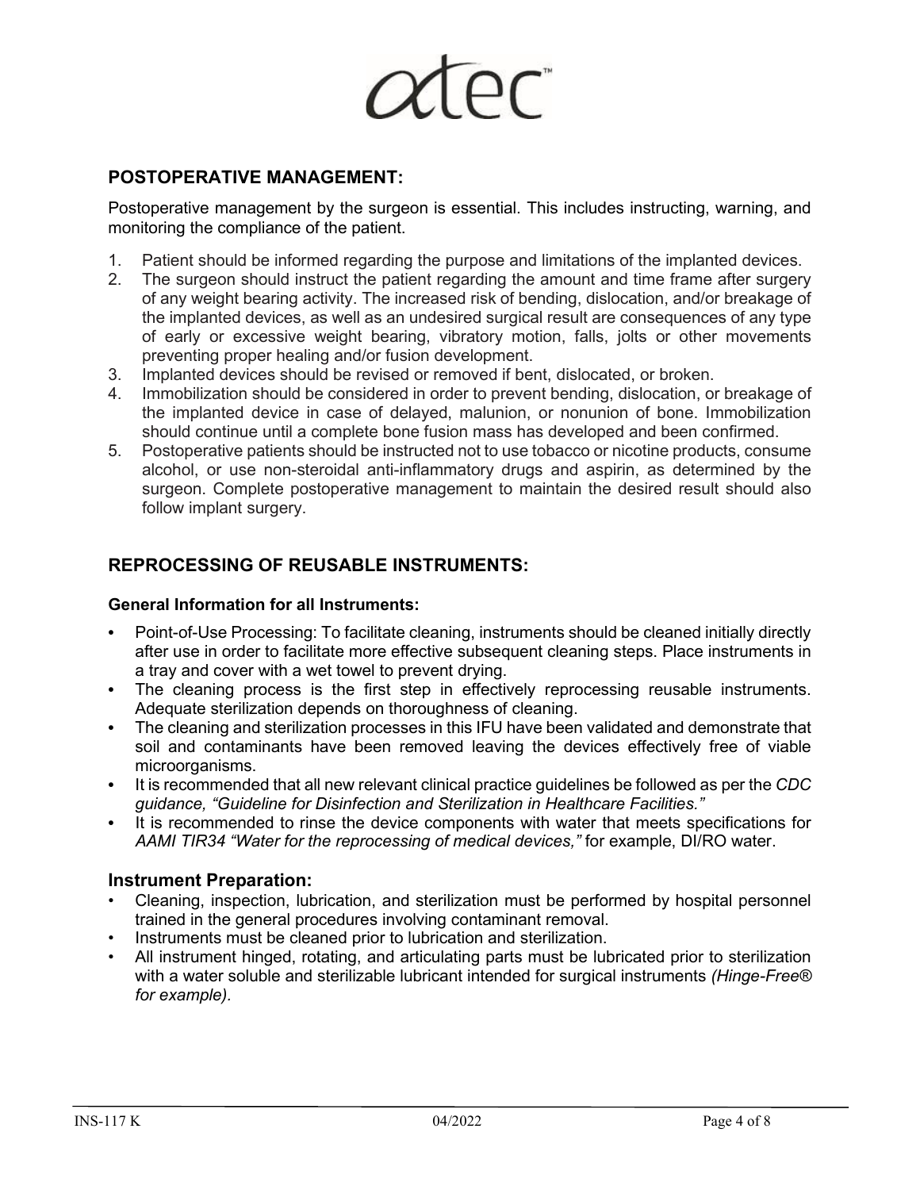## POSTOPERATIVE MANAGEMENT:

Postoperative management by the surgeon is essential. This includes instructing, warning, and monitoring the compliance of the patient.

1. Patient should be informed regarding the purpose and limitations of the implanted devices.
2. The surgeon should instruct the patient regarding the amount and time frame after surgery of any weight bearing activity. The increased risk of bending, dislocation, and/or breakage of the implanted devices, as well as an undesired surgical result are consequences of any type of early or excessive weight bearing, vibratory motion, falls, jolts or other movements preventing proper healing and/or fusion development.
3. Implanted devices should be revised or removed if bent, dislocated, or broken.
4. Immobilization should be considered in order to prevent bending, dislocation, or breakage of the implanted device in case of delayed, malunion, or nonunion of bone. Immobilization should continue until a complete bone fusion mass has developed and been confirmed.
5. Postoperative patients should be instructed not to use tobacco or nicotine products, consume alcohol, or use non-steroidal anti-inflammatory drugs and aspirin, as determined by the surgeon. Complete postoperative management to maintain the desired result should also follow implant surgery.

## REPROCESSING OF REUSABLE INSTRUMENTS:

### General Information for all Instruments:

- Point-of-Use Processing: To facilitate cleaning, instruments should be cleaned initially directly after use in order to facilitate more effective subsequent cleaning steps. Place instruments in a tray and cover with a wet towel to prevent drying.
- The cleaning process is the first step in effectively reprocessing reusable instruments. Adequate sterilization depends on thoroughness of cleaning.
- The cleaning and sterilization processes in this IFU have been validated and demonstrate that soil and contaminants have been removed leaving the devices effectively free of viable microorganisms.
- It is recommended that all new relevant clinical practice guidelines be followed as per the *CDC guidance, "Guideline for Disinfection and Sterilization in Healthcare Facilities."*
- It is recommended to rinse the device components with water that meets specifications for *AAMI TIR34 "Water for the reprocessing of medical devices,"* for example, DI/RO water.

### Instrument Preparation:

- Cleaning, inspection, lubrication, and sterilization must be performed by hospital personnel trained in the general procedures involving contaminant removal.
- Instruments must be cleaned prior to lubrication and sterilization.
- All instrument hinged, rotating, and articulating parts must be lubricated prior to sterilization with a water soluble and sterilizable lubricant intended for surgical instruments *(Hinge-Free® for example).*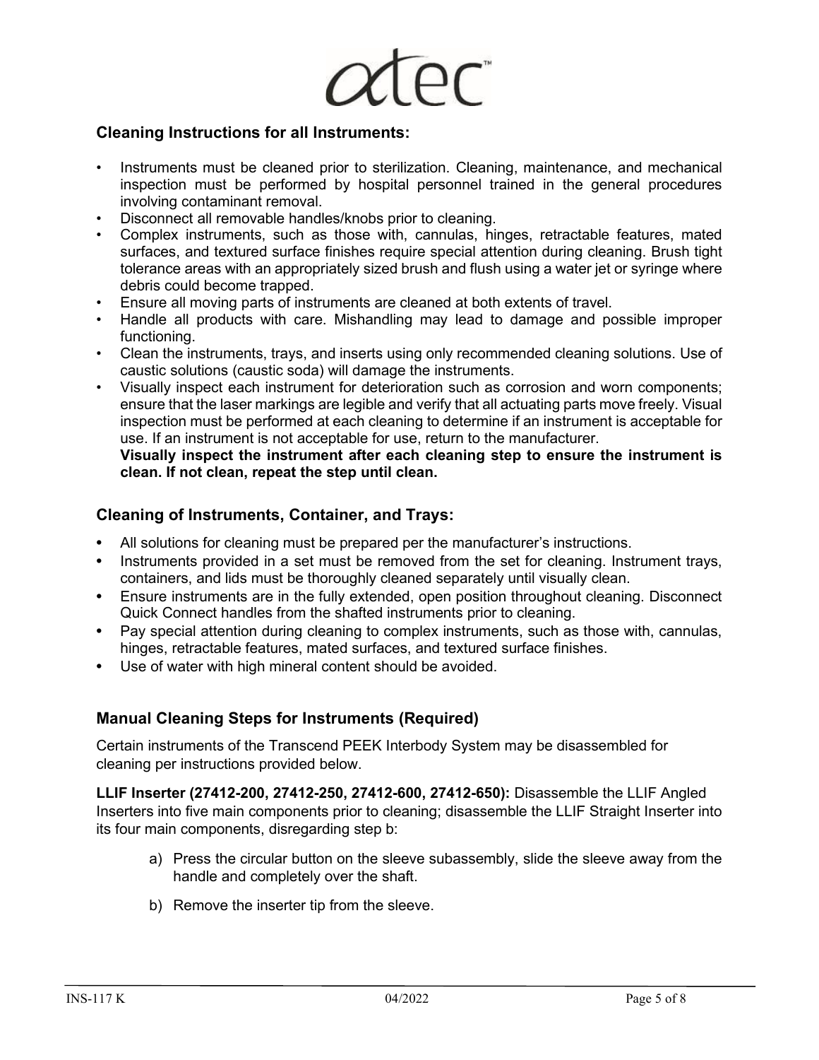## Cleaning Instructions for all Instruments:

- Instruments must be cleaned prior to sterilization. Cleaning, maintenance, and mechanical inspection must be performed by hospital personnel trained in the general procedures involving contaminant removal.
- Disconnect all removable handles/knobs prior to cleaning.
- Complex instruments, such as those with, cannulas, hinges, retractable features, mated surfaces, and textured surface finishes require special attention during cleaning. Brush tight tolerance areas with an appropriately sized brush and flush using a water jet or syringe where debris could become trapped.
- Ensure all moving parts of instruments are cleaned at both extents of travel.
- Handle all products with care. Mishandling may lead to damage and possible improper functioning.
- Clean the instruments, trays, and inserts using only recommended cleaning solutions. Use of caustic solutions (caustic soda) will damage the instruments.
- Visually inspect each instrument for deterioration such as corrosion and worn components; ensure that the laser markings are legible and verify that all actuating parts move freely. Visual inspection must be performed at each cleaning to determine if an instrument is acceptable for use. If an instrument is not acceptable for use, return to the manufacturer.
  **Visually inspect the instrument after each cleaning step to ensure the instrument is clean. If not clean, repeat the step until clean.**

## Cleaning of Instruments, Container, and Trays:

- All solutions for cleaning must be prepared per the manufacturer's instructions.
- Instruments provided in a set must be removed from the set for cleaning. Instrument trays, containers, and lids must be thoroughly cleaned separately until visually clean.
- Ensure instruments are in the fully extended, open position throughout cleaning. Disconnect Quick Connect handles from the shafted instruments prior to cleaning.
- Pay special attention during cleaning to complex instruments, such as those with, cannulas, hinges, retractable features, mated surfaces, and textured surface finishes.
- Use of water with high mineral content should be avoided.

## Manual Cleaning Steps for Instruments (Required)

Certain instruments of the Transcend PEEK Interbody System may be disassembled for cleaning per instructions provided below.

**LLIF Inserter (27412-200, 27412-250, 27412-600, 27412-650):** Disassemble the LLIF Angled Inserters into five main components prior to cleaning; disassemble the LLIF Straight Inserter into its four main components, disregarding step b:

a) Press the circular button on the sleeve subassembly, slide the sleeve away from the handle and completely over the shaft.

b) Remove the inserter tip from the sleeve.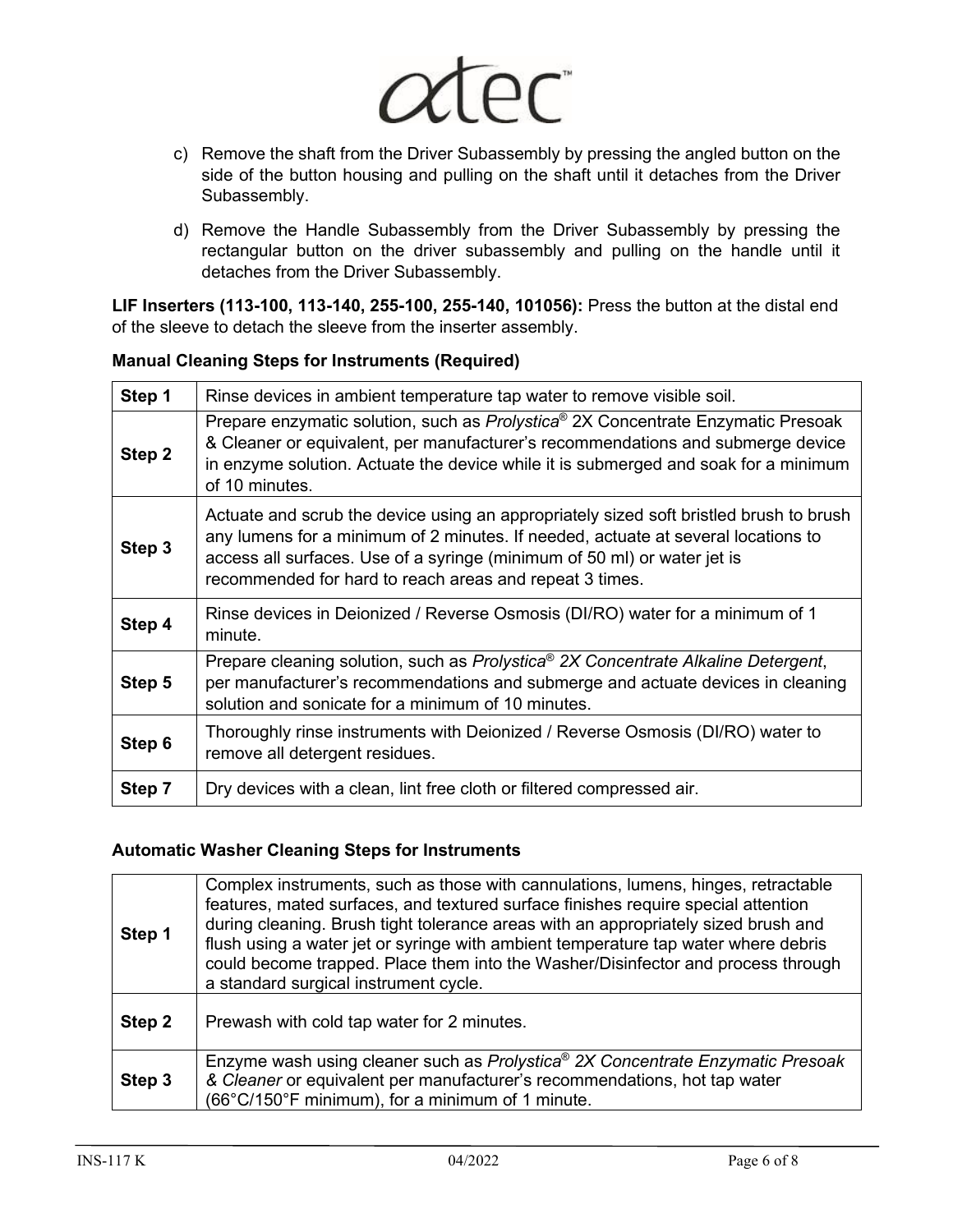c) Remove the shaft from the Driver Subassembly by pressing the angled button on the side of the button housing and pulling on the shaft until it detaches from the Driver Subassembly.

d) Remove the Handle Subassembly from the Driver Subassembly by pressing the rectangular button on the driver subassembly and pulling on the handle until it detaches from the Driver Subassembly.

**LIF Inserters (113-100, 113-140, 255-100, 255-140, 101056):** Press the button at the distal end of the sleeve to detach the sleeve from the inserter assembly.

**Manual Cleaning Steps for Instruments (Required)**

| | |
|---|---|
| **Step 1** | Rinse devices in ambient temperature tap water to remove visible soil. |
| **Step 2** | Prepare enzymatic solution, such as *Prolystica*® 2X Concentrate Enzymatic Presoak & Cleaner or equivalent, per manufacturer's recommendations and submerge device in enzyme solution. Actuate the device while it is submerged and soak for a minimum of 10 minutes. |
| **Step 3** | Actuate and scrub the device using an appropriately sized soft bristled brush to brush any lumens for a minimum of 2 minutes. If needed, actuate at several locations to access all surfaces. Use of a syringe (minimum of 50 ml) or water jet is recommended for hard to reach areas and repeat 3 times. |
| **Step 4** | Rinse devices in Deionized / Reverse Osmosis (DI/RO) water for a minimum of 1 minute. |
| **Step 5** | Prepare cleaning solution, such as *Prolystica® 2X Concentrate Alkaline Detergent*, per manufacturer's recommendations and submerge and actuate devices in cleaning solution and sonicate for a minimum of 10 minutes. |
| **Step 6** | Thoroughly rinse instruments with Deionized / Reverse Osmosis (DI/RO) water to remove all detergent residues. |
| **Step 7** | Dry devices with a clean, lint free cloth or filtered compressed air. |

**Automatic Washer Cleaning Steps for Instruments**

| | |
|---|---|
| **Step 1** | Complex instruments, such as those with cannulations, lumens, hinges, retractable features, mated surfaces, and textured surface finishes require special attention during cleaning. Brush tight tolerance areas with an appropriately sized brush and flush using a water jet or syringe with ambient temperature tap water where debris could become trapped. Place them into the Washer/Disinfector and process through a standard surgical instrument cycle. |
| **Step 2** | Prewash with cold tap water for 2 minutes. |
| **Step 3** | Enzyme wash using cleaner such as *Prolystica® 2X Concentrate Enzymatic Presoak & Cleaner* or equivalent per manufacturer's recommendations, hot tap water (66°C/150°F minimum), for a minimum of 1 minute. |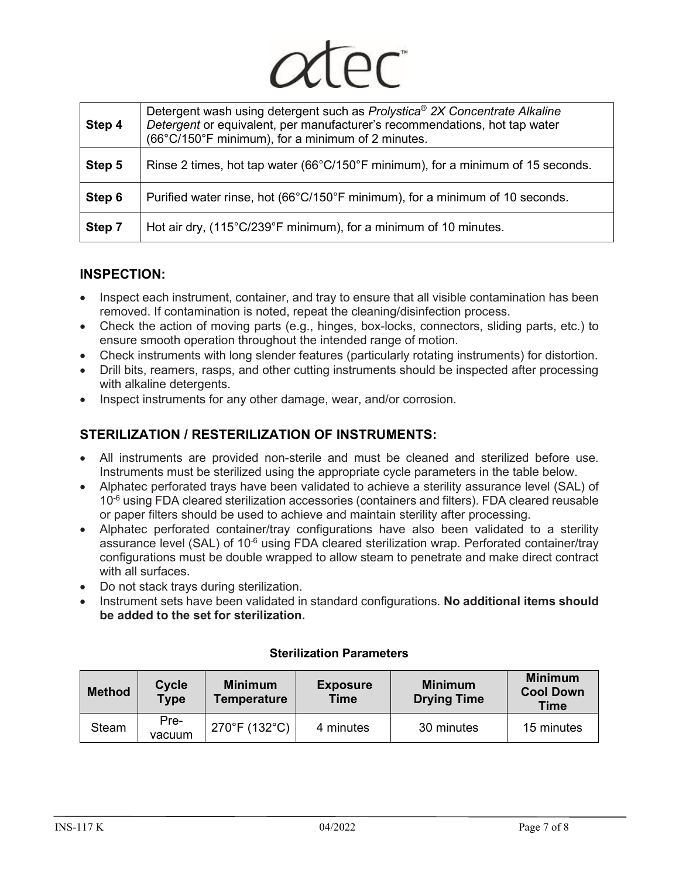| Step 4 | Detergent wash using detergent such as *Prolystica® 2X Concentrate Alkaline Detergent* or equivalent, per manufacturer's recommendations, hot tap water (66°C/150°F minimum), for a minimum of 2 minutes. |
|---|---|
| Step 5 | Rinse 2 times, hot tap water (66°C/150°F minimum), for a minimum of 15 seconds. |
| Step 6 | Purified water rinse, hot (66°C/150°F minimum), for a minimum of 10 seconds. |
| Step 7 | Hot air dry, (115°C/239°F minimum), for a minimum of 10 minutes. |

## INSPECTION:

- Inspect each instrument, container, and tray to ensure that all visible contamination has been removed. If contamination is noted, repeat the cleaning/disinfection process.
- Check the action of moving parts (e.g., hinges, box-locks, connectors, sliding parts, etc.) to ensure smooth operation throughout the intended range of motion.
- Check instruments with long slender features (particularly rotating instruments) for distortion.
- Drill bits, reamers, rasps, and other cutting instruments should be inspected after processing with alkaline detergents.
- Inspect instruments for any other damage, wear, and/or corrosion.

## STERILIZATION / RESTERILIZATION OF INSTRUMENTS:

- All instruments are provided non-sterile and must be cleaned and sterilized before use. Instruments must be sterilized using the appropriate cycle parameters in the table below.
- Alphatec perforated trays have been validated to achieve a sterility assurance level (SAL) of $10^{-6}$ using FDA cleared sterilization accessories (containers and filters). FDA cleared reusable or paper filters should be used to achieve and maintain sterility after processing.
- Alphatec perforated container/tray configurations have also been validated to a sterility assurance level (SAL) of $10^{-6}$ using FDA cleared sterilization wrap. Perforated container/tray configurations must be double wrapped to allow steam to penetrate and make direct contract with all surfaces.
- Do not stack trays during sterilization.
- Instrument sets have been validated in standard configurations. **No additional items should be added to the set for sterilization.**

**Sterilization Parameters**

| Method | Cycle Type | Minimum Temperature | Exposure Time | Minimum Drying Time | Minimum Cool Down Time |
|---|---|---|---|---|---|
| Steam | Pre-vacuum | 270°F (132°C) | 4 minutes | 30 minutes | 15 minutes |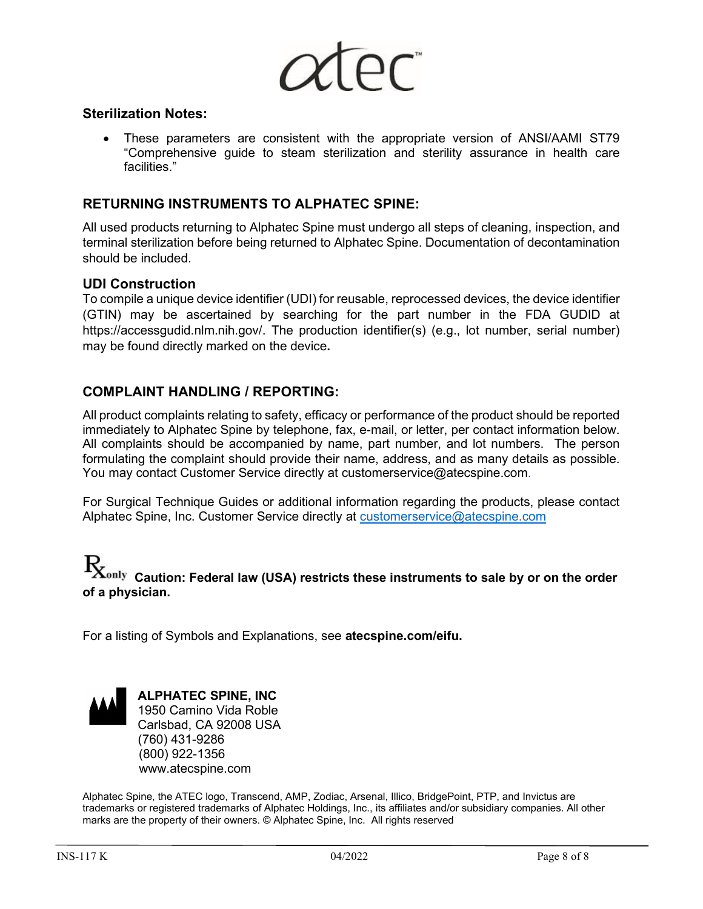### Sterilization Notes:

- These parameters are consistent with the appropriate version of ANSI/AAMI ST79 "Comprehensive guide to steam sterilization and sterility assurance in health care facilities."

## RETURNING INSTRUMENTS TO ALPHATEC SPINE:

All used products returning to Alphatec Spine must undergo all steps of cleaning, inspection, and terminal sterilization before being returned to Alphatec Spine. Documentation of decontamination should be included.

### UDI Construction

To compile a unique device identifier (UDI) for reusable, reprocessed devices, the device identifier (GTIN) may be ascertained by searching for the part number in the FDA GUDID at https://accessgudid.nlm.nih.gov/. The production identifier(s) (e.g., lot number, serial number) may be found directly marked on the device**.**

## COMPLAINT HANDLING / REPORTING:

All product complaints relating to safety, efficacy or performance of the product should be reported immediately to Alphatec Spine by telephone, fax, e-mail, or letter, per contact information below. All complaints should be accompanied by name, part number, and lot numbers. The person formulating the complaint should provide their name, address, and as many details as possible. You may contact Customer Service directly at customerservice@atecspine.com.

For Surgical Technique Guides or additional information regarding the products, please contact Alphatec Spine, Inc. Customer Service directly at customerservice@atecspine.com

Rx only **Caution: Federal law (USA) restricts these instruments to sale by or on the order of a physician.**

For a listing of Symbols and Explanations, see **atecspine.com/eifu.**

**ALPHATEC SPINE, INC**
1950 Camino Vida Roble
Carlsbad, CA 92008 USA
(760) 431-9286
(800) 922-1356
www.atecspine.com

Alphatec Spine, the ATEC logo, Transcend, AMP, Zodiac, Arsenal, Illico, BridgePoint, PTP, and Invictus are trademarks or registered trademarks of Alphatec Holdings, Inc., its affiliates and/or subsidiary companies. All other marks are the property of their owners. © Alphatec Spine, Inc. All rights reserved

INS-117 K 04/2022